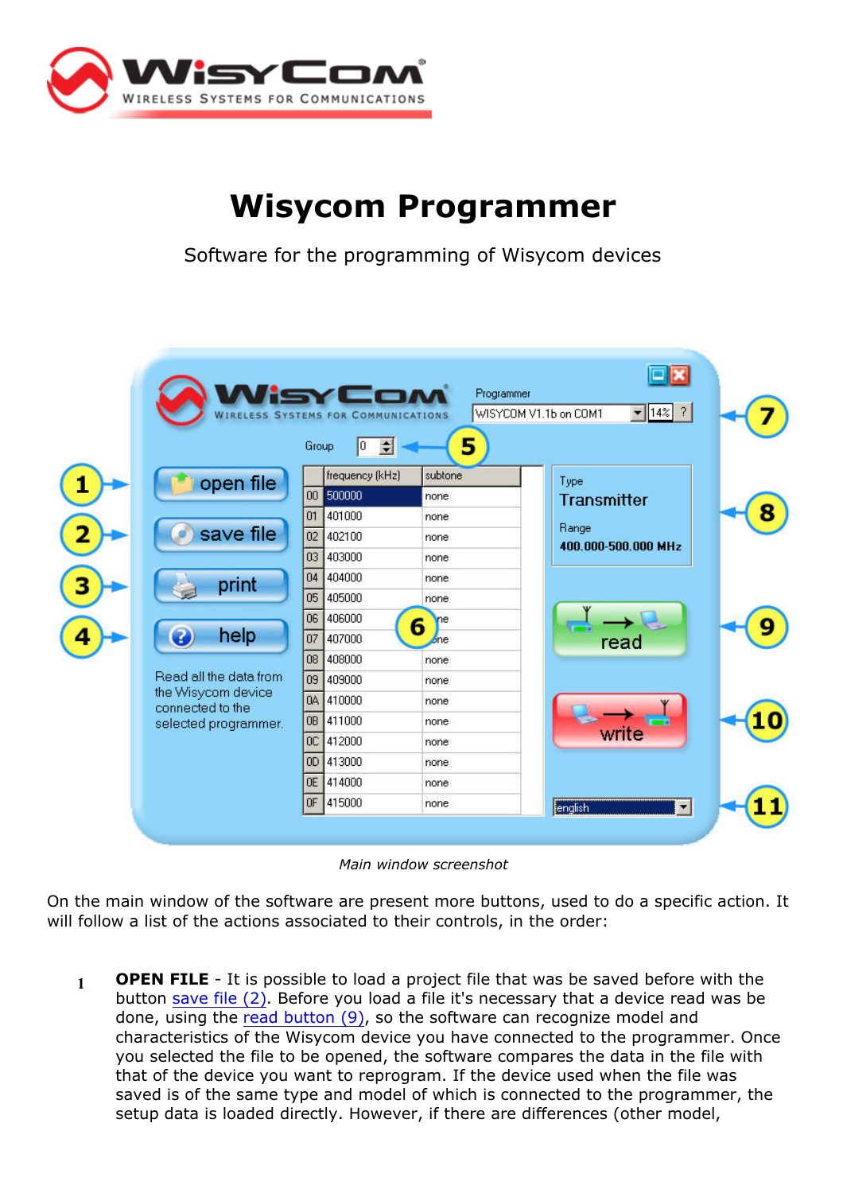# Wisycom Programmer

Software for the programming of Wisycom devices

*Main window screenshot*

On the main window of the software are present more buttons, used to do a specific action. It will follow a list of the actions associated to their controls, in the order:

1. **OPEN FILE** - It is possible to load a project file that was be saved before with the button save file (2). Before you load a file it's necessary that a device read was be done, using the read button (9), so the software can recognize model and characteristics of the Wisycom device you have connected to the programmer. Once you selected the file to be opened, the software compares the data in the file with that of the device you want to reprogram. If the device used when the file was saved is of the same type and model of which is connected to the programmer, the setup data is loaded directly. However, if there are differences (other model,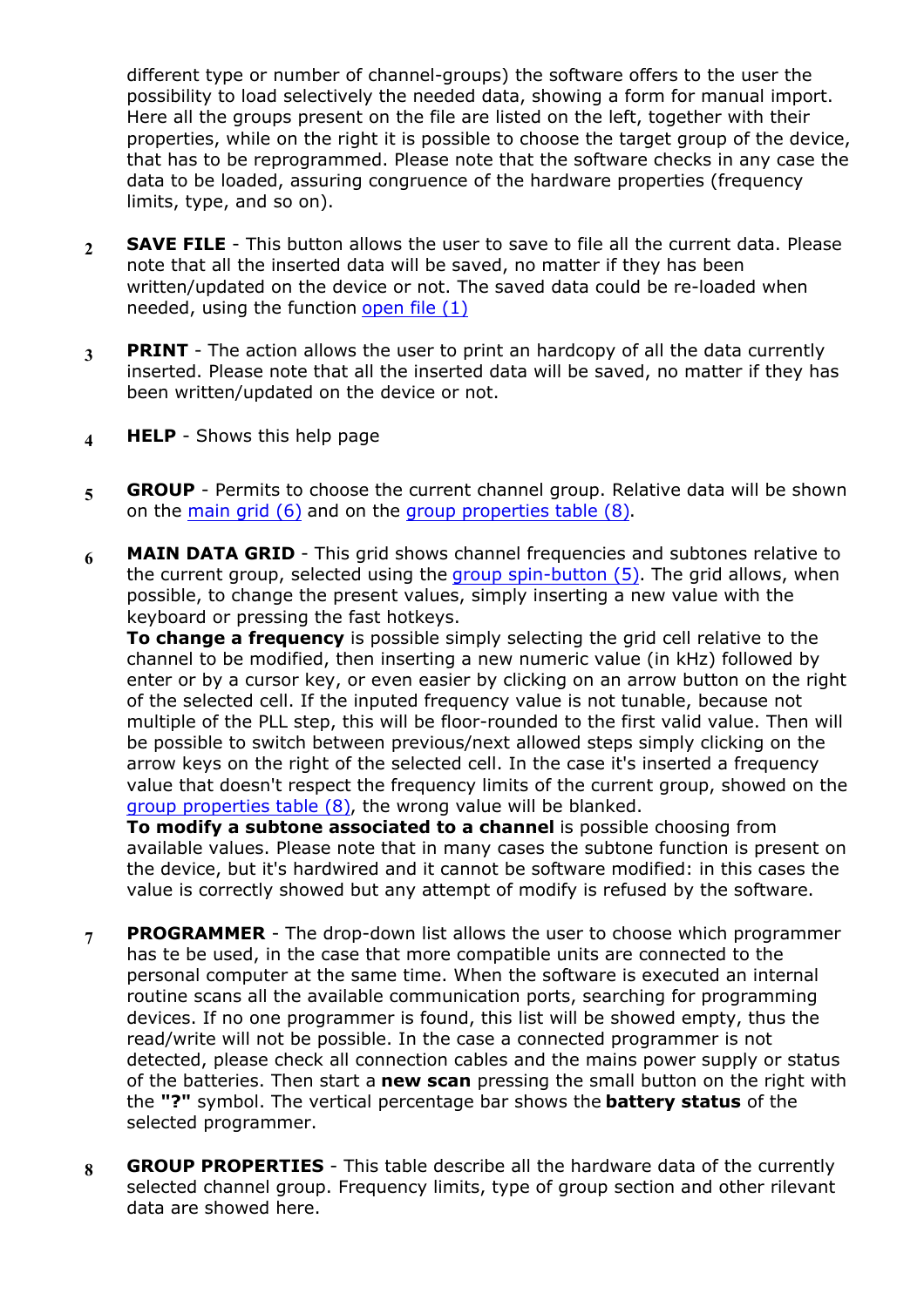different type or number of channel-groups) the software offers to the user the possibility to load selectively the needed data, showing a form for manual import. Here all the groups present on the file are listed on the left, together with their properties, while on the right it is possible to choose the target group of the device, that has to be reprogrammed. Please note that the software checks in any case the data to be loaded, assuring congruence of the hardware properties (frequency limits, type, and so on).

2. **SAVE FILE** - This button allows the user to save to file all the current data. Please note that all the inserted data will be saved, no matter if they has been written/updated on the device or not. The saved data could be re-loaded when needed, using the function open file (1)

3. **PRINT** - The action allows the user to print an hardcopy of all the data currently inserted. Please note that all the inserted data will be saved, no matter if they has been written/updated on the device or not.

4. **HELP** - Shows this help page

5. **GROUP** - Permits to choose the current channel group. Relative data will be shown on the main grid (6) and on the group properties table (8).

6. **MAIN DATA GRID** - This grid shows channel frequencies and subtones relative to the current group, selected using the group spin-button (5). The grid allows, when possible, to change the present values, simply inserting a new value with the keyboard or pressing the fast hotkeys.
   **To change a frequency** is possible simply selecting the grid cell relative to the channel to be modified, then inserting a new numeric value (in kHz) followed by enter or by a cursor key, or even easier by clicking on an arrow button on the right of the selected cell. If the inputed frequency value is not tunable, because not multiple of the PLL step, this will be floor-rounded to the first valid value. Then will be possible to switch between previous/next allowed steps simply clicking on the arrow keys on the right of the selected cell. In the case it's inserted a frequency value that doesn't respect the frequency limits of the current group, showed on the group properties table (8), the wrong value will be blanked.
   **To modify a subtone associated to a channel** is possible choosing from available values. Please note that in many cases the subtone function is present on the device, but it's hardwired and it cannot be software modified: in this cases the value is correctly showed but any attempt of modify is refused by the software.

7. **PROGRAMMER** - The drop-down list allows the user to choose which programmer has te be used, in the case that more compatible units are connected to the personal computer at the same time. When the software is executed an internal routine scans all the available communication ports, searching for programming devices. If no one programmer is found, this list will be showed empty, thus the read/write will not be possible. In the case a connected programmer is not detected, please check all connection cables and the mains power supply or status of the batteries. Then start a **new scan** pressing the small button on the right with the **"?"** symbol. The vertical percentage bar shows the **battery status** of the selected programmer.

8. **GROUP PROPERTIES** - This table describe all the hardware data of the currently selected channel group. Frequency limits, type of group section and other rilevant data are showed here.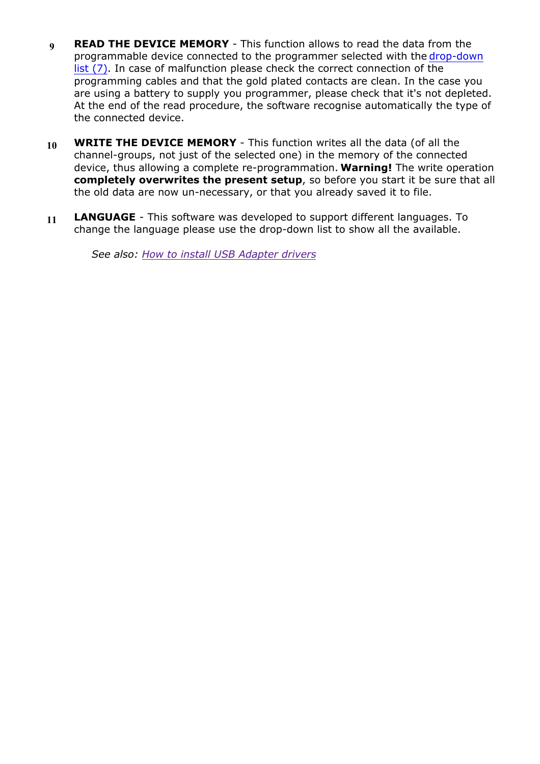**9** **READ THE DEVICE MEMORY** - This function allows to read the data from the programmable device connected to the programmer selected with the drop-down list (7). In case of malfunction please check the correct connection of the programming cables and that the gold plated contacts are clean. In the case you are using a battery to supply you programmer, please check that it's not depleted. At the end of the read procedure, the software recognise automatically the type of the connected device.

**10** **WRITE THE DEVICE MEMORY** - This function writes all the data (of all the channel-groups, not just of the selected one) in the memory of the connected device, thus allowing a complete re-programmation. **Warning!** The write operation **completely overwrites the present setup**, so before you start it be sure that all the old data are now un-necessary, or that you already saved it to file.

**11** **LANGUAGE** - This software was developed to support different languages. To change the language please use the drop-down list to show all the available.

*See also: How to install USB Adapter drivers*